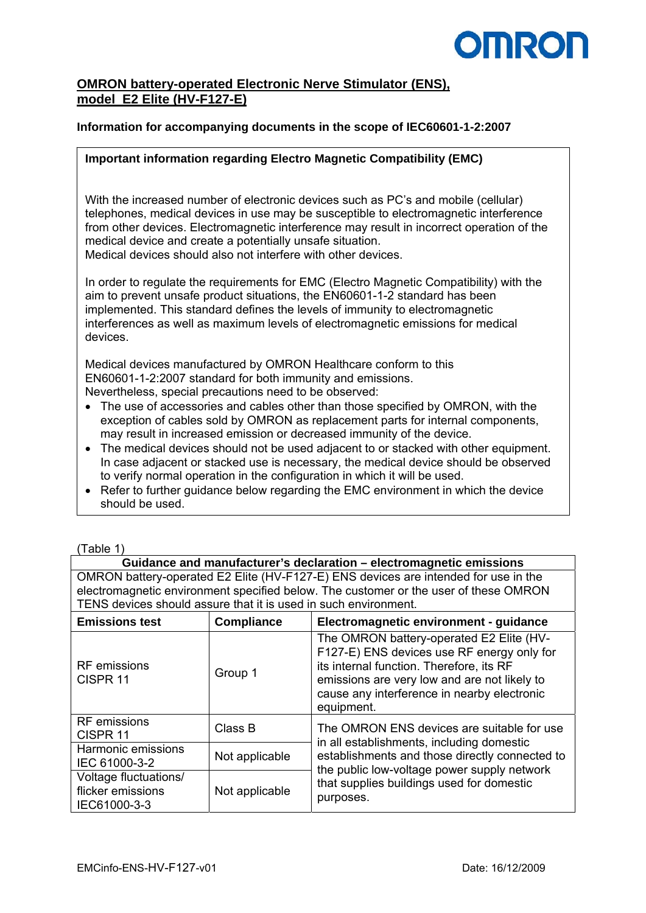**OMRON battery-operated Electronic Nerve Stimulator (ENS), model E2 Elite (HV-F127-E)**

**Information for accompanying documents in the scope of IEC60601-1-2:2007**

**Important information regarding Electro Magnetic Compatibility (EMC)**

With the increased number of electronic devices such as PC's and mobile (cellular) telephones, medical devices in use may be susceptible to electromagnetic interference from other devices. Electromagnetic interference may result in incorrect operation of the medical device and create a potentially unsafe situation.
Medical devices should also not interfere with other devices.

In order to regulate the requirements for EMC (Electro Magnetic Compatibility) with the aim to prevent unsafe product situations, the EN60601-1-2 standard has been implemented. This standard defines the levels of immunity to electromagnetic interferences as well as maximum levels of electromagnetic emissions for medical devices.

Medical devices manufactured by OMRON Healthcare conform to this EN60601-1-2:2007 standard for both immunity and emissions.
Nevertheless, special precautions need to be observed:

- The use of accessories and cables other than those specified by OMRON, with the exception of cables sold by OMRON as replacement parts for internal components, may result in increased emission or decreased immunity of the device.
- The medical devices should not be used adjacent to or stacked with other equipment. In case adjacent or stacked use is necessary, the medical device should be observed to verify normal operation in the configuration in which it will be used.
- Refer to further guidance below regarding the EMC environment in which the device should be used.

(Table 1)

| **Guidance and manufacturer's declaration – electromagnetic emissions** | | |
|---|---|---|
| OMRON battery-operated E2 Elite (HV-F127-E) ENS devices are intended for use in the electromagnetic environment specified below. The customer or the user of these OMRON TENS devices should assure that it is used in such environment. | | |
| **Emissions test** | **Compliance** | **Electromagnetic environment - guidance** |
| RF emissions CISPR 11 | Group 1 | The OMRON battery-operated E2 Elite (HV-F127-E) ENS devices use RF energy only for its internal function. Therefore, its RF emissions are very low and are not likely to cause any interference in nearby electronic equipment. |
| RF emissions CISPR 11 | Class B | The OMRON ENS devices are suitable for use in all establishments, including domestic establishments and those directly connected to the public low-voltage power supply network that supplies buildings used for domestic purposes. |
| Harmonic emissions IEC 61000-3-2 | Not applicable | |
| Voltage fluctuations/ flicker emissions IEC61000-3-3 | Not applicable | |

EMCinfo-ENS-HV-F127-v01 Date: 16/12/2009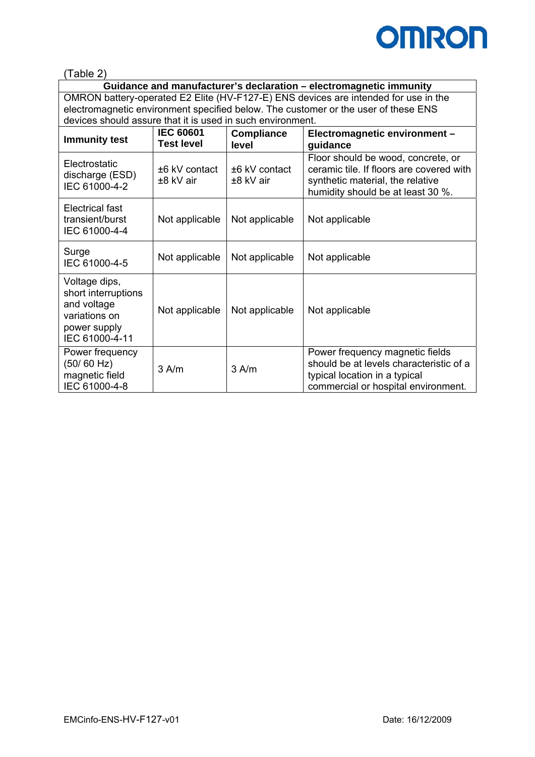(Table 2)

| Guidance and manufacturer's declaration – electromagnetic immunity | | | |
|---|---|---|---|
| OMRON battery-operated E2 Elite (HV-F127-E) ENS devices are intended for use in the electromagnetic environment specified below. The customer or the user of these ENS devices should assure that it is used in such environment. | | | |
| **Immunity test** | **IEC 60601 Test level** | **Compliance level** | **Electromagnetic environment – guidance** |
| Electrostatic discharge (ESD) IEC 61000-4-2 | ±6 kV contact ±8 kV air | ±6 kV contact ±8 kV air | Floor should be wood, concrete, or ceramic tile. If floors are covered with synthetic material, the relative humidity should be at least 30 %. |
| Electrical fast transient/burst IEC 61000-4-4 | Not applicable | Not applicable | Not applicable |
| Surge IEC 61000-4-5 | Not applicable | Not applicable | Not applicable |
| Voltage dips, short interruptions and voltage variations on power supply IEC 61000-4-11 | Not applicable | Not applicable | Not applicable |
| Power frequency (50/ 60 Hz) magnetic field IEC 61000-4-8 | 3 A/m | 3 A/m | Power frequency magnetic fields should be at levels characteristic of a typical location in a typical commercial or hospital environment. |

EMCinfo-ENS-HV-F127-v01 Date: 16/12/2009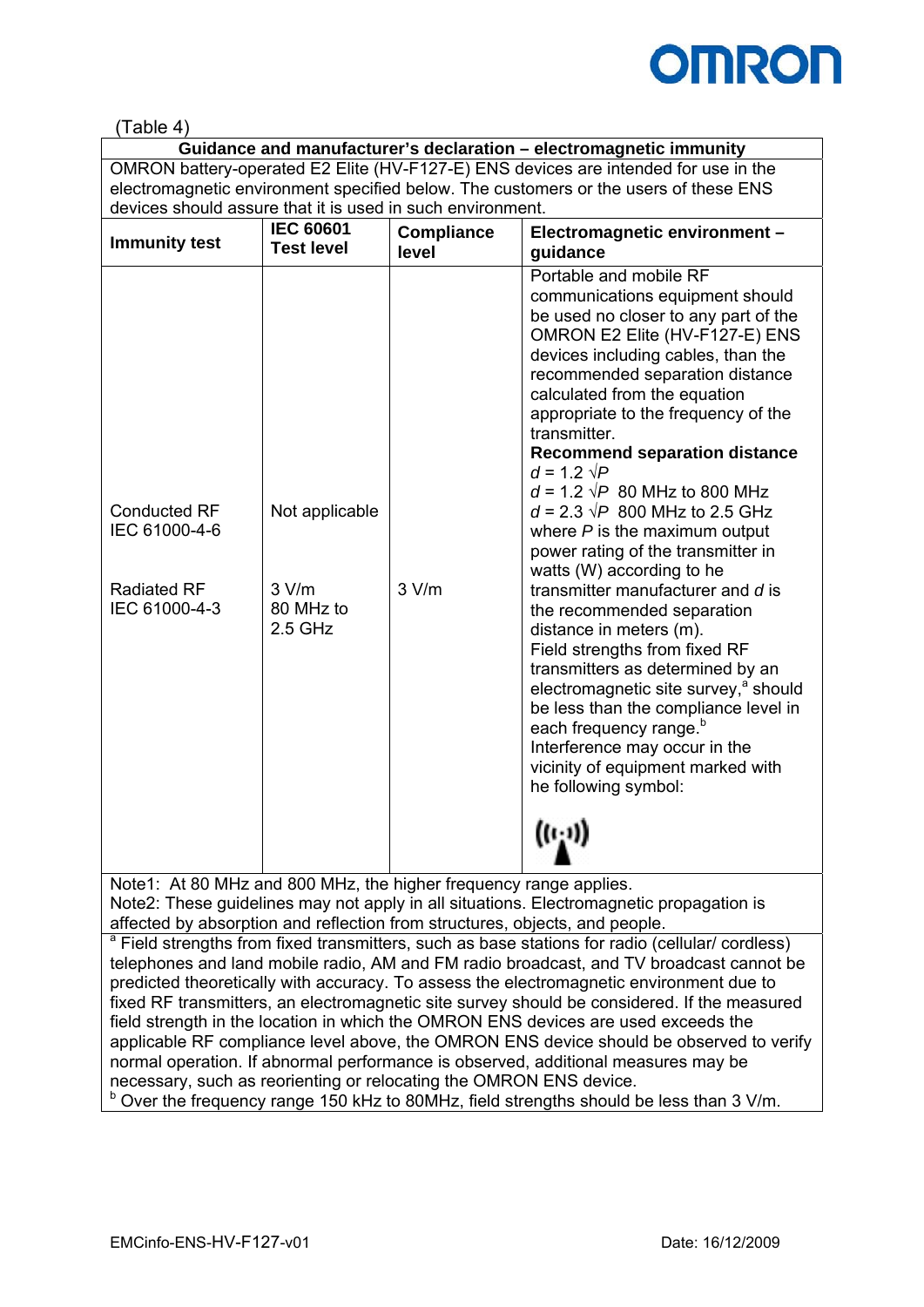(Table 4)

| Guidance and manufacturer's declaration – electromagnetic immunity | | | |
|---|---|---|---|
| OMRON battery-operated E2 Elite (HV-F127-E) ENS devices are intended for use in the electromagnetic environment specified below. The customers or the users of these ENS devices should assure that it is used in such environment. | | | |
| **Immunity test** | **IEC 60601 Test level** | **Compliance level** | **Electromagnetic environment – guidance** |
| Conducted RF IEC 61000-4-6<br><br>Radiated RF IEC 61000-4-3 | Not applicable<br><br>3 V/m 80 MHz to 2.5 GHz | <br><br>3 V/m | Portable and mobile RF communications equipment should be used no closer to any part of the OMRON E2 Elite (HV-F127-E) ENS devices including cables, than the recommended separation distance calculated from the equation appropriate to the frequency of the transmitter.<br>**Recommend separation distance**<br>$d = 1.2 \sqrt{P}$<br>$d = 1.2 \sqrt{P}$ 80 MHz to 800 MHz<br>$d = 2.3 \sqrt{P}$ 800 MHz to 2.5 GHz<br>where $P$ is the maximum output power rating of the transmitter in watts (W) according to he transmitter manufacturer and $d$ is the recommended separation distance in meters (m).<br>Field strengths from fixed RF transmitters as determined by an electromagnetic site survey,[a] should be less than the compliance level in each frequency range.[b]<br>Interference may occur in the vicinity of equipment marked with he following symbol: |
| Note1: At 80 MHz and 800 MHz, the higher frequency range applies.<br>Note2: These guidelines may not apply in all situations. Electromagnetic propagation is affected by absorption and reflection from structures, objects, and people. | | | |
| [a] Field strengths from fixed transmitters, such as base stations for radio (cellular/ cordless) telephones and land mobile radio, AM and FM radio broadcast, and TV broadcast cannot be predicted theoretically with accuracy. To assess the electromagnetic environment due to fixed RF transmitters, an electromagnetic site survey should be considered. If the measured field strength in the location in which the OMRON ENS devices are used exceeds the applicable RF compliance level above, the OMRON ENS device should be observed to verify normal operation. If abnormal performance is observed, additional measures may be necessary, such as reorienting or relocating the OMRON ENS device.<br>[b] Over the frequency range 150 kHz to 80MHz, field strengths should be less than 3 V/m. | | | |

EMCinfo-ENS-HV-F127-v01 Date: 16/12/2009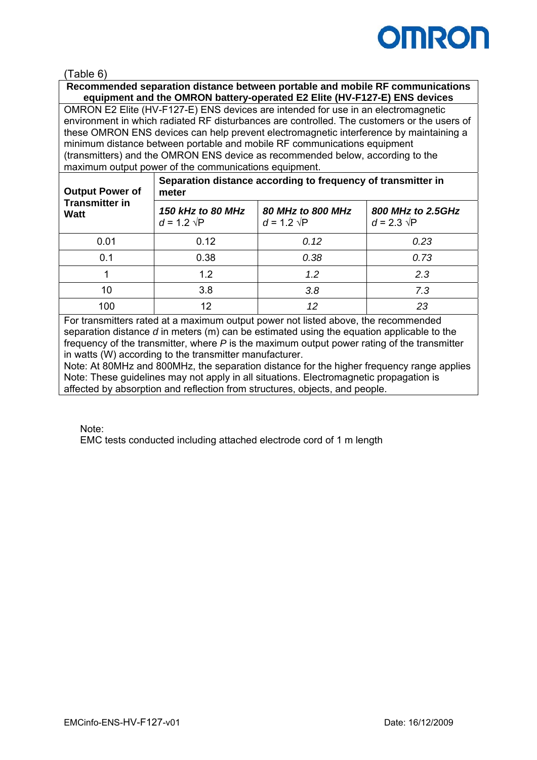(Table 6)

| Recommended separation distance between portable and mobile RF communications equipment and the OMRON battery-operated E2 Elite (HV-F127-E) ENS devices | | | |
|---|---|---|---|
| OMRON E2 Elite (HV-F127-E) ENS devices are intended for use in an electromagnetic environment in which radiated RF disturbances are controlled. The customers or the users of these OMRON ENS devices can help prevent electromagnetic interference by maintaining a minimum distance between portable and mobile RF communications equipment (transmitters) and the OMRON ENS device as recommended below, according to the maximum output power of the communications equipment. | | | |
| **Output Power of Transmitter in Watt** | **Separation distance according to frequency of transmitter in meter** | | |
| | ***150 kHz to 80 MHz*** $d = 1.2 \sqrt{P}$ | ***80 MHz to 800 MHz*** $d = 1.2 \sqrt{P}$ | ***800 MHz to 2.5GHz*** $d = 2.3 \sqrt{P}$ |
| 0.01 | 0.12 | *0.12* | *0.23* |
| 0.1 | 0.38 | *0.38* | *0.73* |
| 1 | 1.2 | *1.2* | *2.3* |
| 10 | 3.8 | *3.8* | *7.3* |
| 100 | 12 | *12* | *23* |
| For transmitters rated at a maximum output power not listed above, the recommended separation distance $d$ in meters (m) can be estimated using the equation applicable to the frequency of the transmitter, where $P$ is the maximum output power rating of the transmitter in watts (W) according to the transmitter manufacturer. Note: At 80MHz and 800MHz, the separation distance for the higher frequency range applies Note: These guidelines may not apply in all situations. Electromagnetic propagation is affected by absorption and reflection from structures, objects, and people. | | | |

Note:
EMC tests conducted including attached electrode cord of 1 m length

EMCinfo-ENS-HV-F127-v01 Date: 16/12/2009